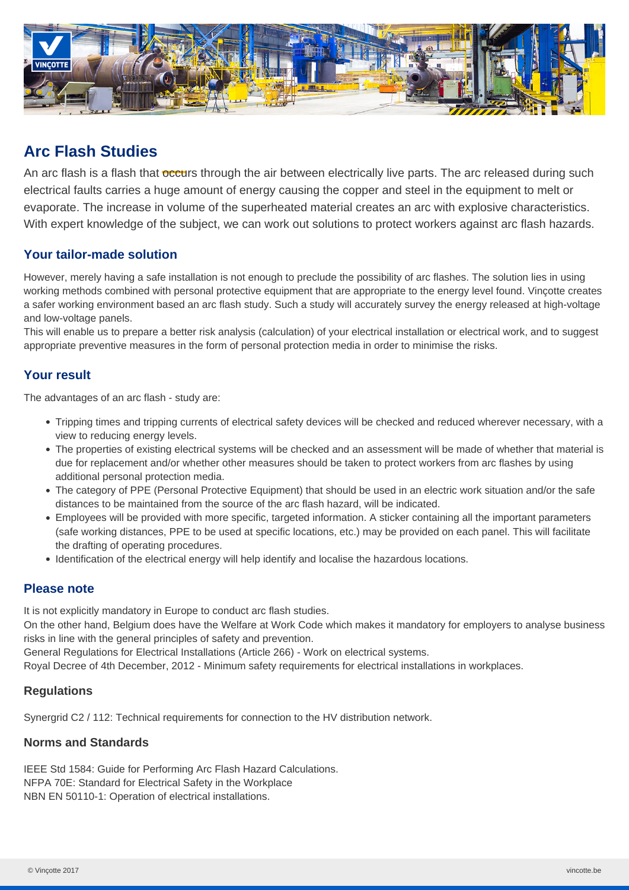# Arc Flash Studies

An arc flash is a flash that occurs through the air between electrically live parts. The arc released during such electrical faults carries a huge amount of energy causing the copper and steel in the equipment to melt or evaporate. The increase in volume of the superheated material creates an arc with explosive characteristics. With expert knowledge of the subject, we can work out solutions to protect workers against arc flash hazards.

## Your tailor-made solution

However, merely having a safe installation is not enough to preclude the possibility of arc flashes. The solution lies in using working methods combined with personal protective equipment that are appropriate to the energy level found. Vinçotte creates a safer working environment based an arc flash study. Such a study will accurately survey the energy released at high-voltage and low-voltage panels.

This will enable us to prepare a better risk analysis (calculation) of your electrical installation or electrical work, and to suggest appropriate preventive measures in the form of personal protection media in order to minimise the risks.

## Your result

The advantages of an arc flash - study are:

- Tripping times and tripping currents of electrical safety devices will be checked and reduced wherever necessary, with a view to reducing energy levels.
- The properties of existing electrical systems will be checked and an assessment will be made of whether that material is due for replacement and/or whether other measures should be taken to protect workers from arc flashes by using additional personal protection media.
- The category of PPE (Personal Protective Equipment) that should be used in an electric work situation and/or the safe distances to be maintained from the source of the arc flash hazard, will be indicated.
- Employees will be provided with more specific, targeted information. A sticker containing all the important parameters (safe working distances, PPE to be used at specific locations, etc.) may be provided on each panel. This will facilitate the drafting of operating procedures.
- Identification of the electrical energy will help identify and localise the hazardous locations.

## Please note

It is not explicitly mandatory in Europe to conduct arc flash studies.

On the other hand, Belgium does have the Welfare at Work Code which makes it mandatory for employers to analyse business risks in line with the general principles of safety and prevention.

General Regulations for Electrical Installations (Article 266) - Work on electrical systems.

Royal Decree of 4th December, 2012 - Minimum safety requirements for electrical installations in workplaces.

### Regulations

Synergrid C2 / 112: Technical requirements for connection to the HV distribution network.

### Norms and Standards

IEEE Std 1584: Guide for Performing Arc Flash Hazard Calculations.
NFPA 70E: Standard for Electrical Safety in the Workplace
NBN EN 50110-1: Operation of electrical installations.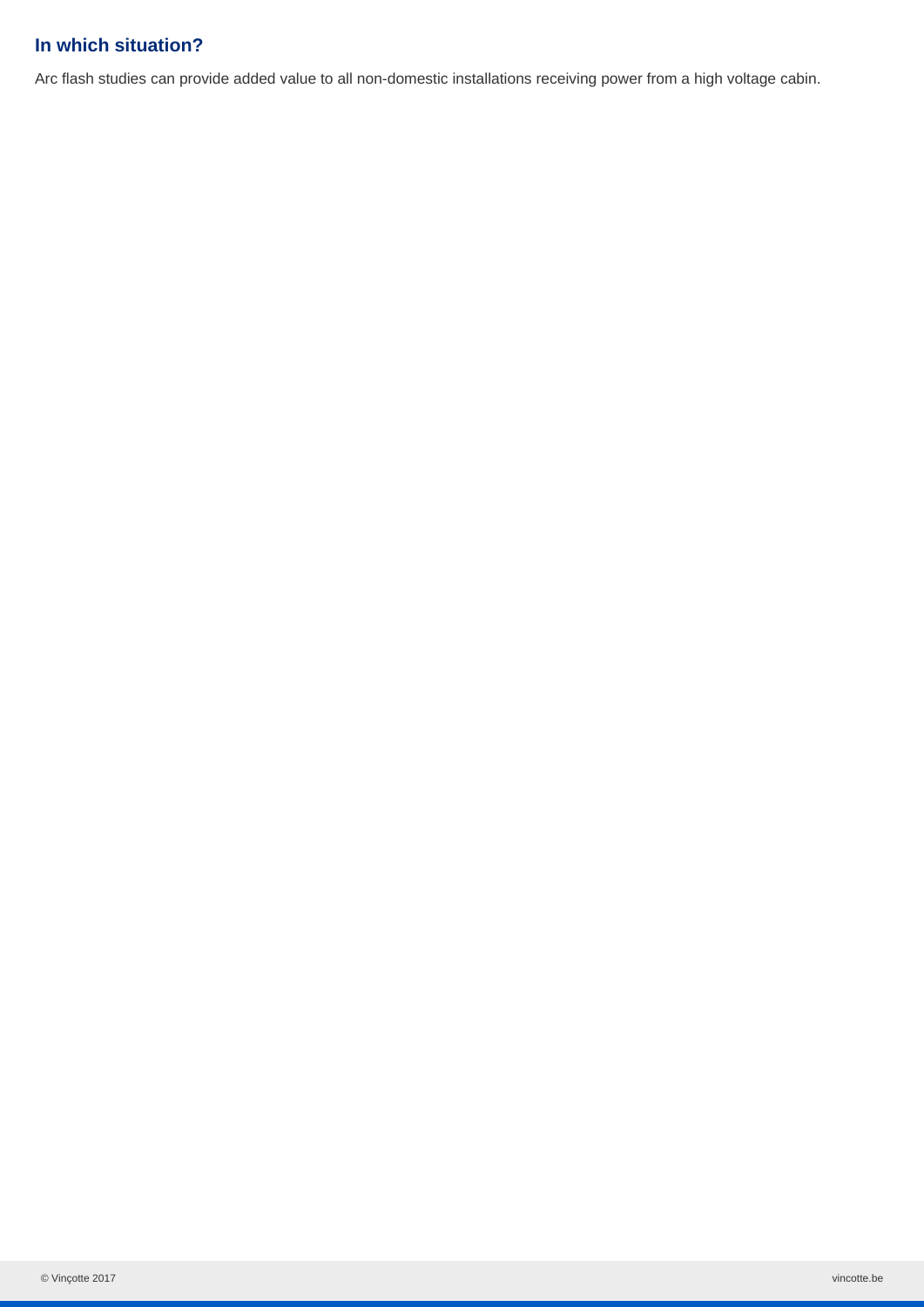## In which situation?

Arc flash studies can provide added value to all non-domestic installations receiving power from a high voltage cabin.